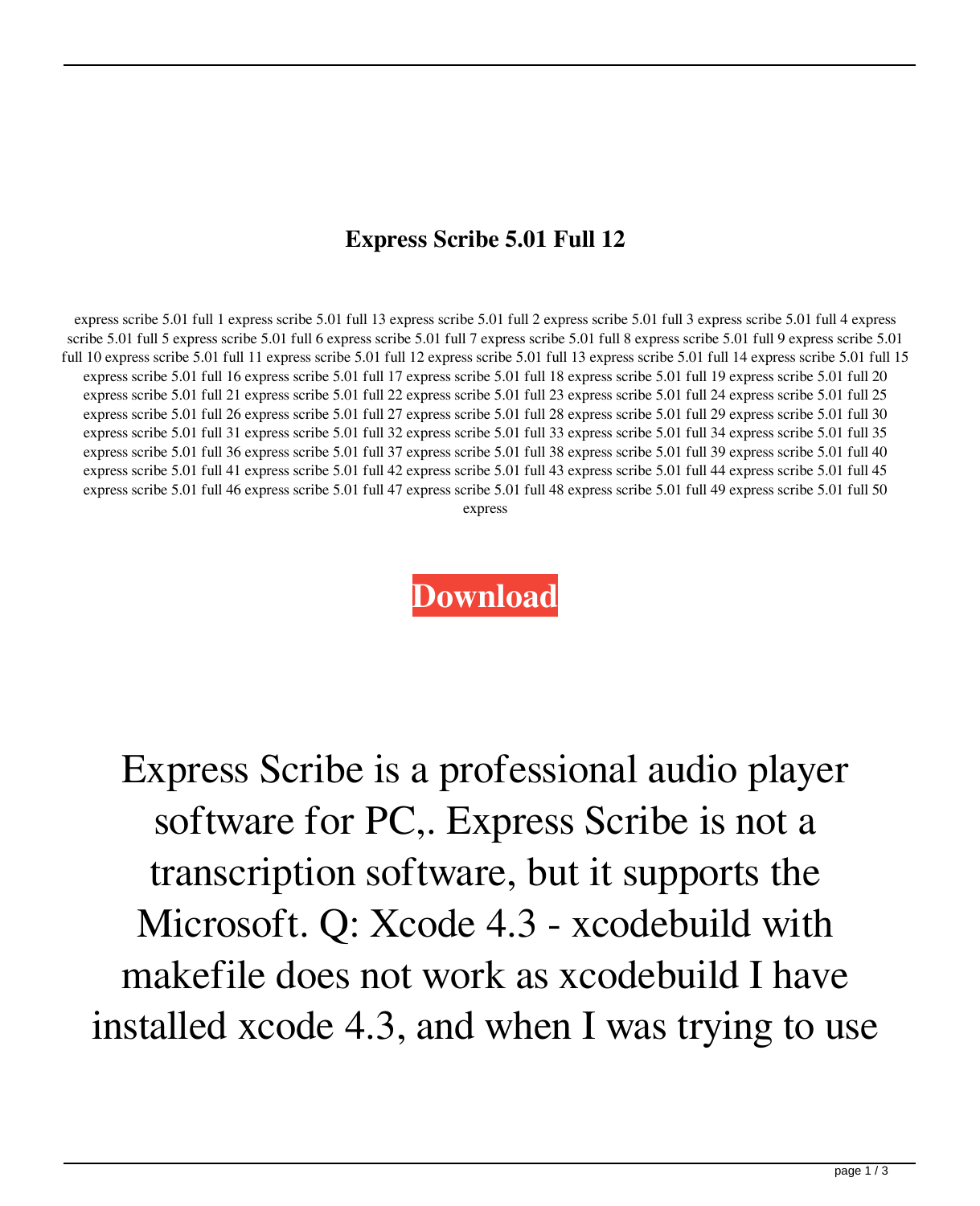# Express Scribe 5.01 Full 12

express scribe 5.01 full 1 express scribe 5.01 full 13 express scribe 5.01 full 2 express scribe 5.01 full 3 express scribe 5.01 full 4 express scribe 5.01 full 5 express scribe 5.01 full 6 express scribe 5.01 full 7 express scribe 5.01 full 8 express scribe 5.01 full 9 express scribe 5.01 full 10 express scribe 5.01 full 11 express scribe 5.01 full 12 express scribe 5.01 full 13 express scribe 5.01 full 14 express scribe 5.01 full 15 express scribe 5.01 full 16 express scribe 5.01 full 17 express scribe 5.01 full 18 express scribe 5.01 full 19 express scribe 5.01 full 20 express scribe 5.01 full 21 express scribe 5.01 full 22 express scribe 5.01 full 23 express scribe 5.01 full 24 express scribe 5.01 full 25 express scribe 5.01 full 26 express scribe 5.01 full 27 express scribe 5.01 full 28 express scribe 5.01 full 29 express scribe 5.01 full 30 express scribe 5.01 full 31 express scribe 5.01 full 32 express scribe 5.01 full 33 express scribe 5.01 full 34 express scribe 5.01 full 35 express scribe 5.01 full 36 express scribe 5.01 full 37 express scribe 5.01 full 38 express scribe 5.01 full 39 express scribe 5.01 full 40 express scribe 5.01 full 41 express scribe 5.01 full 42 express scribe 5.01 full 43 express scribe 5.01 full 44 express scribe 5.01 full 45 express scribe 5.01 full 46 express scribe 5.01 full 47 express scribe 5.01 full 48 express scribe 5.01 full 49 express scribe 5.01 full 50 express

**Download**

Express Scribe is a professional audio player software for PC,. Express Scribe is not a transcription software, but it supports the Microsoft. Q: Xcode 4.3 - xcodebuild with makefile does not work as xcodebuild I have installed xcode 4.3, and when I was trying to use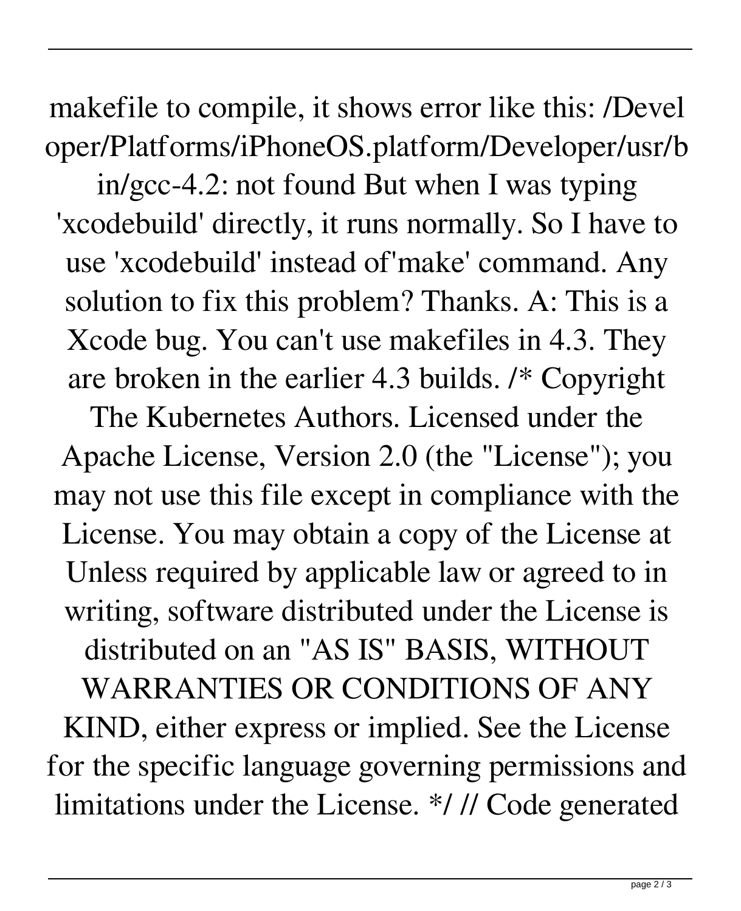makefile to compile, it shows error like this: /Developer/Platforms/iPhoneOS.platform/Developer/usr/bin/gcc-4.2: not found But when I was typing 'xcodebuild' directly, it runs normally. So I have to use 'xcodebuild' instead of'make' command. Any solution to fix this problem? Thanks. A: This is a Xcode bug. You can't use makefiles in 4.3. They are broken in the earlier 4.3 builds. /* Copyright The Kubernetes Authors. Licensed under the Apache License, Version 2.0 (the "License"); you may not use this file except in compliance with the License. You may obtain a copy of the License at Unless required by applicable law or agreed to in writing, software distributed under the License is distributed on an "AS IS" BASIS, WITHOUT WARRANTIES OR CONDITIONS OF ANY KIND, either express or implied. See the License for the specific language governing permissions and limitations under the License. */ // Code generated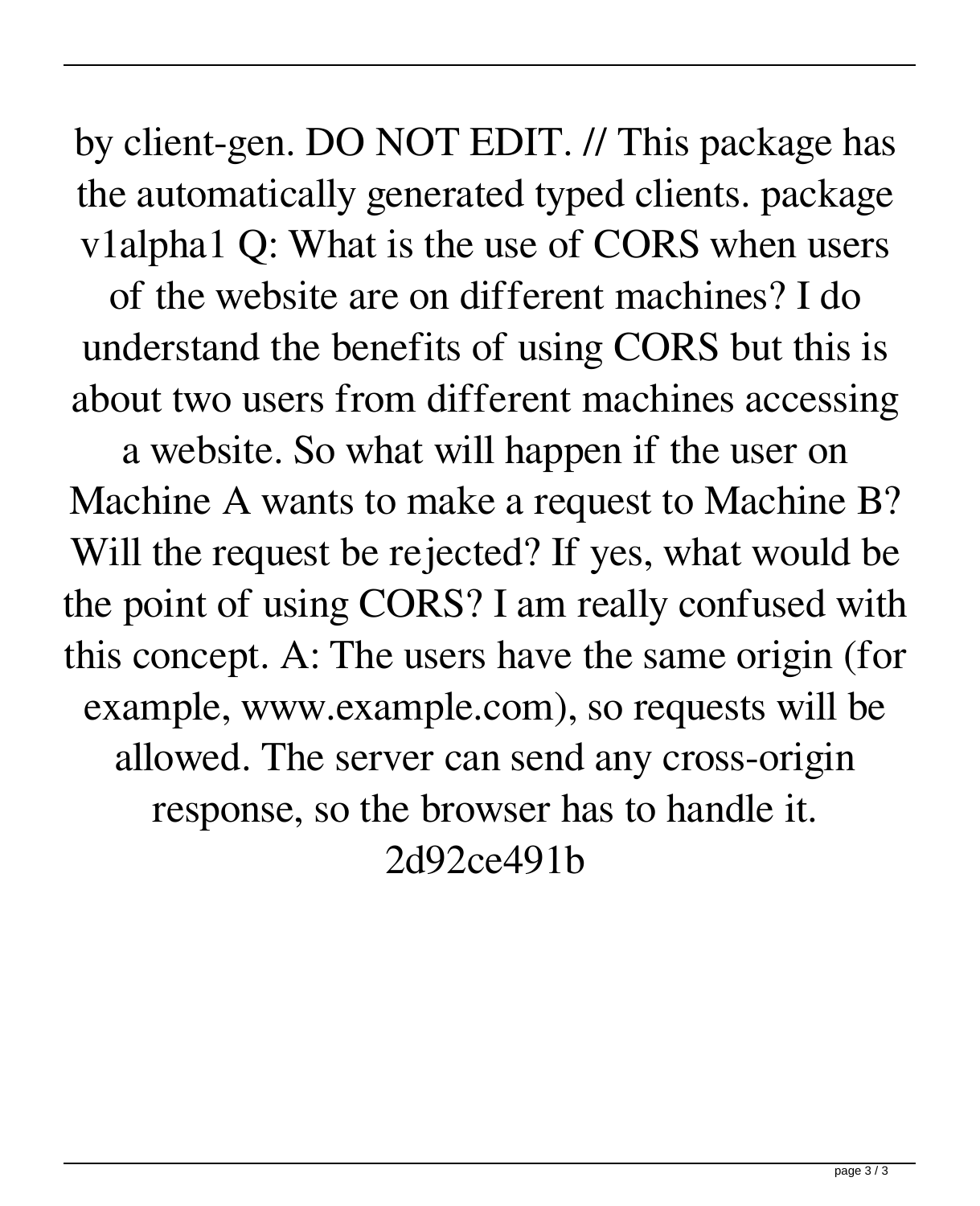by client-gen. DO NOT EDIT. // This package has the automatically generated typed clients. package v1alpha1 Q: What is the use of CORS when users of the website are on different machines? I do understand the benefits of using CORS but this is about two users from different machines accessing a website. So what will happen if the user on Machine A wants to make a request to Machine B? Will the request be rejected? If yes, what would be the point of using CORS? I am really confused with this concept. A: The users have the same origin (for example, www.example.com), so requests will be allowed. The server can send any cross-origin response, so the browser has to handle it. 2d92ce491b